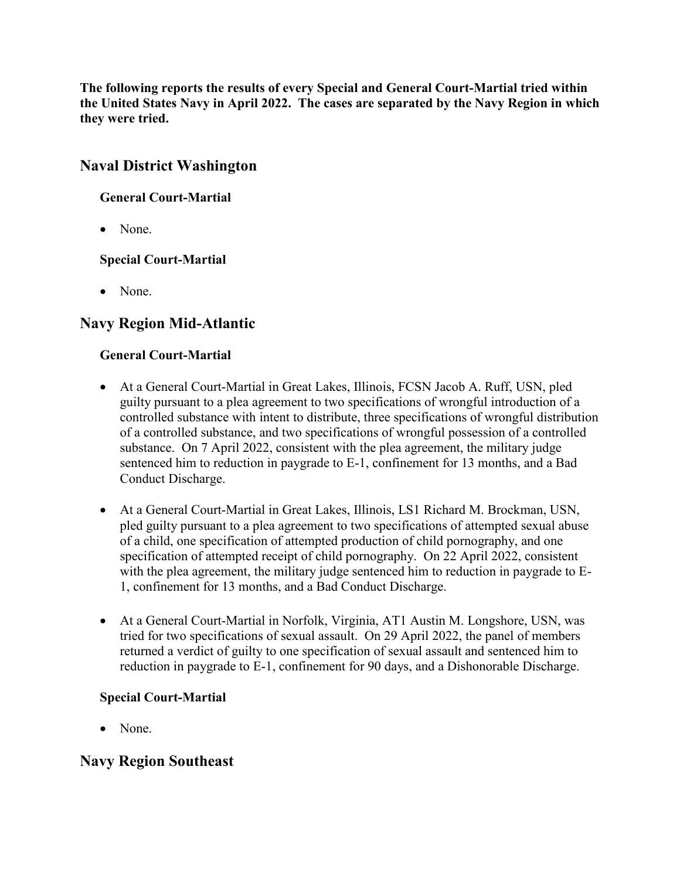**The following reports the results of every Special and General Court-Martial tried within the United States Navy in April 2022. The cases are separated by the Navy Region in which they were tried.**

## Naval District Washington

### General Court-Martial

- None.

### Special Court-Martial

- None.

## Navy Region Mid-Atlantic

### General Court-Martial

- At a General Court-Martial in Great Lakes, Illinois, FCSN Jacob A. Ruff, USN, pled guilty pursuant to a plea agreement to two specifications of wrongful introduction of a controlled substance with intent to distribute, three specifications of wrongful distribution of a controlled substance, and two specifications of wrongful possession of a controlled substance. On 7 April 2022, consistent with the plea agreement, the military judge sentenced him to reduction in paygrade to E-1, confinement for 13 months, and a Bad Conduct Discharge.

- At a General Court-Martial in Great Lakes, Illinois, LS1 Richard M. Brockman, USN, pled guilty pursuant to a plea agreement to two specifications of attempted sexual abuse of a child, one specification of attempted production of child pornography, and one specification of attempted receipt of child pornography. On 22 April 2022, consistent with the plea agreement, the military judge sentenced him to reduction in paygrade to E-1, confinement for 13 months, and a Bad Conduct Discharge.

- At a General Court-Martial in Norfolk, Virginia, AT1 Austin M. Longshore, USN, was tried for two specifications of sexual assault. On 29 April 2022, the panel of members returned a verdict of guilty to one specification of sexual assault and sentenced him to reduction in paygrade to E-1, confinement for 90 days, and a Dishonorable Discharge.

### Special Court-Martial

- None.

## Navy Region Southeast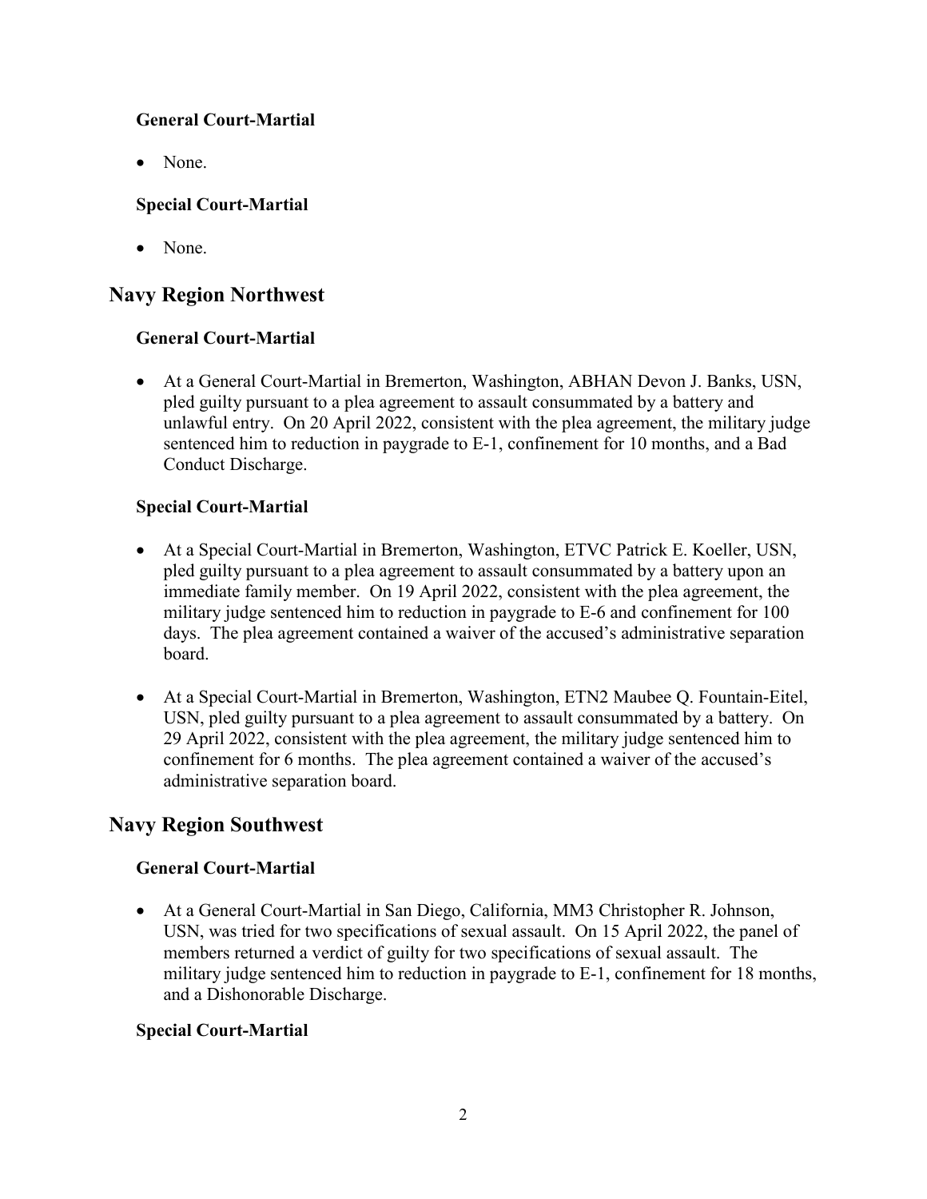### General Court-Martial

- None.

### Special Court-Martial

- None.

## Navy Region Northwest

### General Court-Martial

- At a General Court-Martial in Bremerton, Washington, ABHAN Devon J. Banks, USN, pled guilty pursuant to a plea agreement to assault consummated by a battery and unlawful entry. On 20 April 2022, consistent with the plea agreement, the military judge sentenced him to reduction in paygrade to E-1, confinement for 10 months, and a Bad Conduct Discharge.

### Special Court-Martial

- At a Special Court-Martial in Bremerton, Washington, ETVC Patrick E. Koeller, USN, pled guilty pursuant to a plea agreement to assault consummated by a battery upon an immediate family member. On 19 April 2022, consistent with the plea agreement, the military judge sentenced him to reduction in paygrade to E-6 and confinement for 100 days. The plea agreement contained a waiver of the accused's administrative separation board.

- At a Special Court-Martial in Bremerton, Washington, ETN2 Maubee Q. Fountain-Eitel, USN, pled guilty pursuant to a plea agreement to assault consummated by a battery. On 29 April 2022, consistent with the plea agreement, the military judge sentenced him to confinement for 6 months. The plea agreement contained a waiver of the accused's administrative separation board.

## Navy Region Southwest

### General Court-Martial

- At a General Court-Martial in San Diego, California, MM3 Christopher R. Johnson, USN, was tried for two specifications of sexual assault. On 15 April 2022, the panel of members returned a verdict of guilty for two specifications of sexual assault. The military judge sentenced him to reduction in paygrade to E-1, confinement for 18 months, and a Dishonorable Discharge.

### Special Court-Martial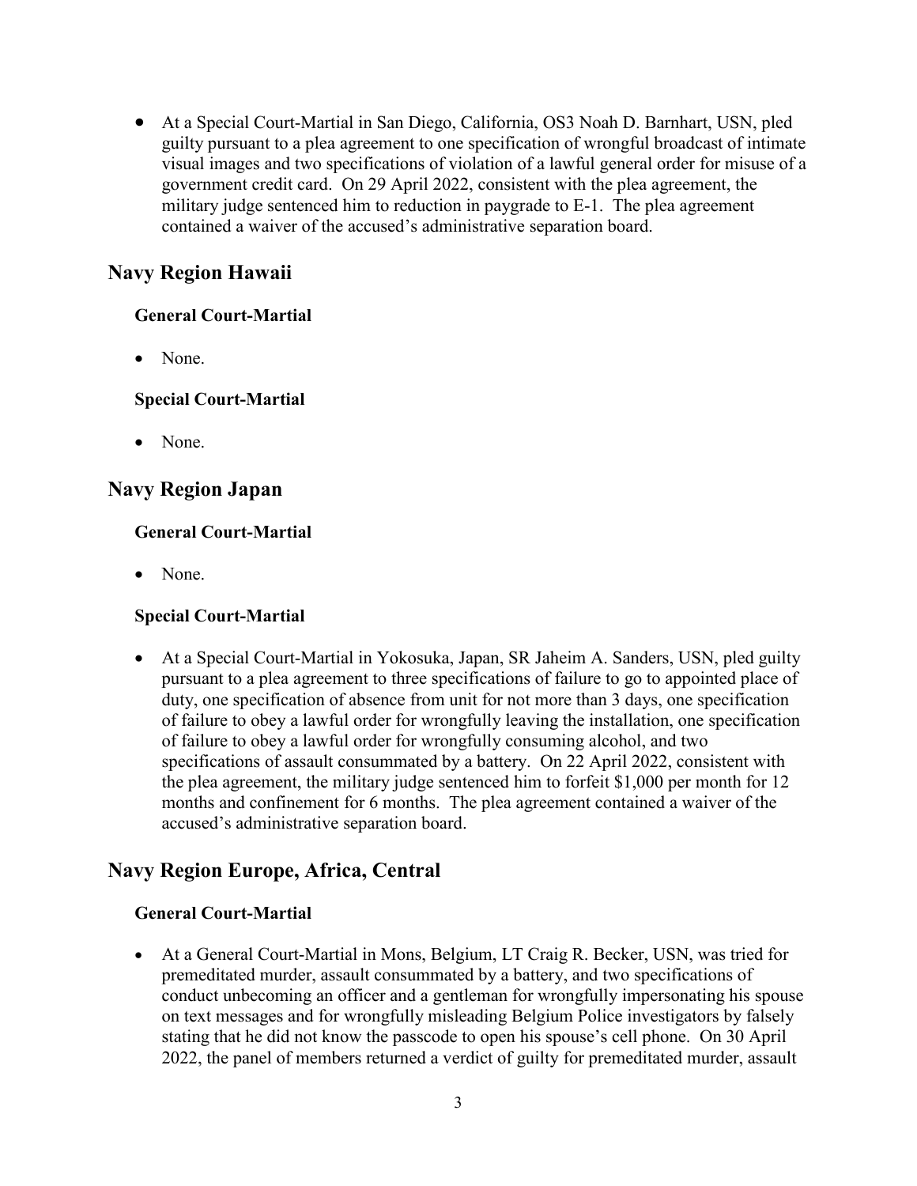- At a Special Court-Martial in San Diego, California, OS3 Noah D. Barnhart, USN, pled guilty pursuant to a plea agreement to one specification of wrongful broadcast of intimate visual images and two specifications of violation of a lawful general order for misuse of a government credit card. On 29 April 2022, consistent with the plea agreement, the military judge sentenced him to reduction in paygrade to E-1. The plea agreement contained a waiver of the accused's administrative separation board.

## Navy Region Hawaii

### General Court-Martial

- None.

### Special Court-Martial

- None.

## Navy Region Japan

### General Court-Martial

- None.

### Special Court-Martial

- At a Special Court-Martial in Yokosuka, Japan, SR Jaheim A. Sanders, USN, pled guilty pursuant to a plea agreement to three specifications of failure to go to appointed place of duty, one specification of absence from unit for not more than 3 days, one specification of failure to obey a lawful order for wrongfully leaving the installation, one specification of failure to obey a lawful order for wrongfully consuming alcohol, and two specifications of assault consummated by a battery. On 22 April 2022, consistent with the plea agreement, the military judge sentenced him to forfeit $1,000 per month for 12 months and confinement for 6 months. The plea agreement contained a waiver of the accused's administrative separation board.

## Navy Region Europe, Africa, Central

### General Court-Martial

- At a General Court-Martial in Mons, Belgium, LT Craig R. Becker, USN, was tried for premeditated murder, assault consummated by a battery, and two specifications of conduct unbecoming an officer and a gentleman for wrongfully impersonating his spouse on text messages and for wrongfully misleading Belgium Police investigators by falsely stating that he did not know the passcode to open his spouse's cell phone. On 30 April 2022, the panel of members returned a verdict of guilty for premeditated murder, assault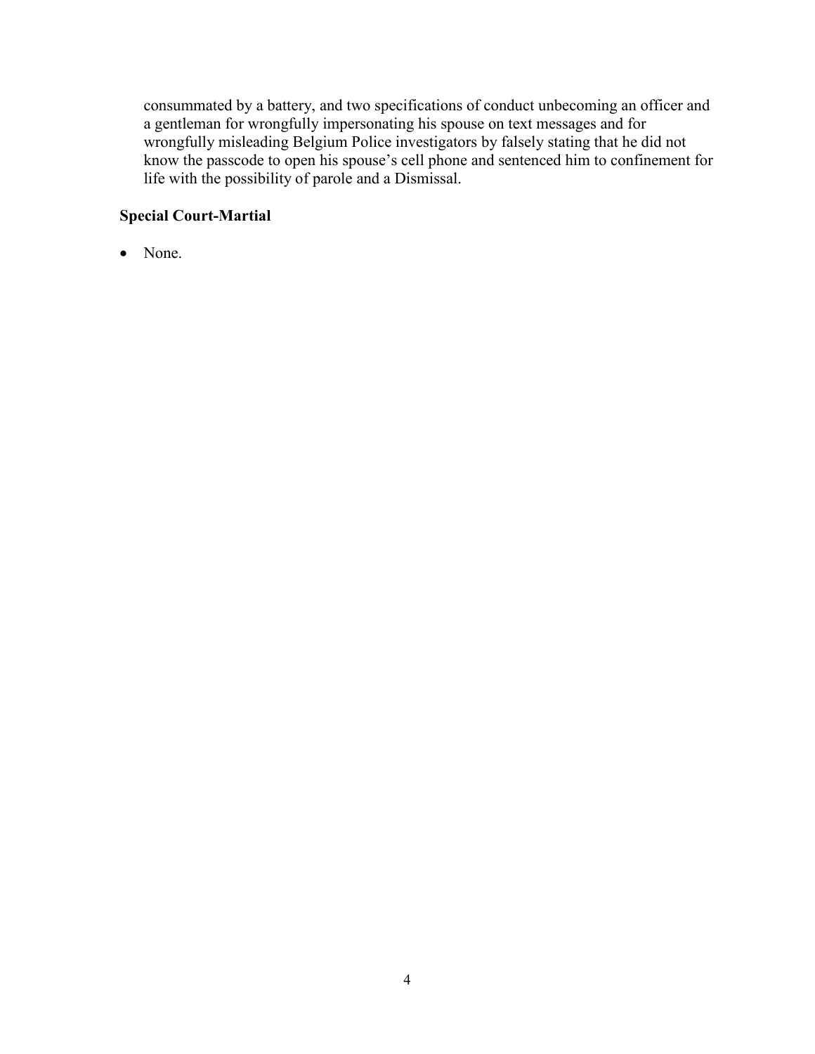consummated by a battery, and two specifications of conduct unbecoming an officer and a gentleman for wrongfully impersonating his spouse on text messages and for wrongfully misleading Belgium Police investigators by falsely stating that he did not know the passcode to open his spouse's cell phone and sentenced him to confinement for life with the possibility of parole and a Dismissal.

**Special Court-Martial**

- None.